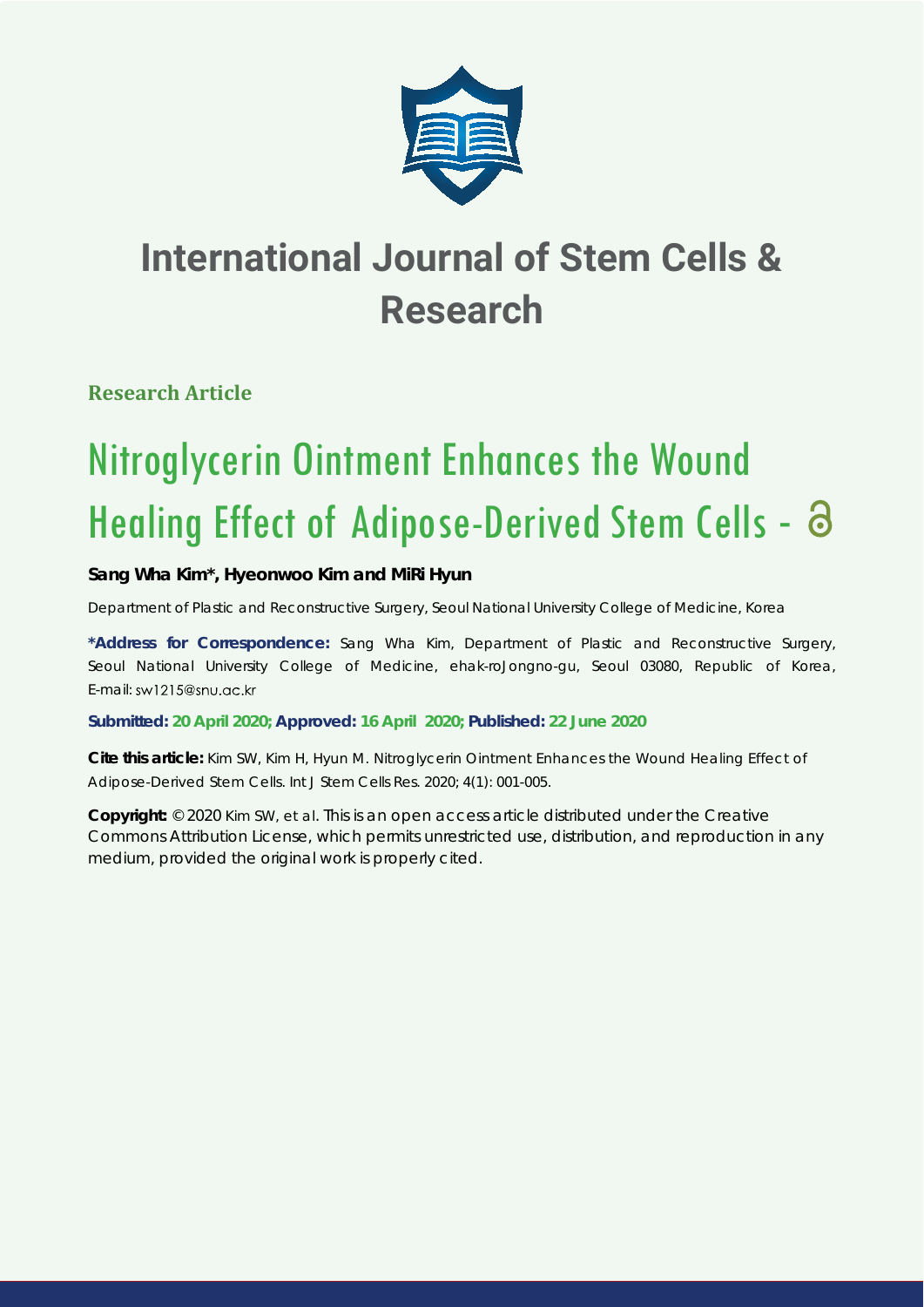# International Journal of Stem Cells & Research

**Research Article**

# Nitroglycerin Ointment Enhances the Wound Healing Effect of Adipose-Derived Stem Cells -

**Sang Wha Kim\*, Hyeonwoo Kim and MiRi Hyun**

Department of Plastic and Reconstructive Surgery, Seoul National University College of Medicine, Korea

**\*Address for Correspondence:** Sang Wha Kim, Department of Plastic and Reconstructive Surgery, Seoul National University College of Medicine, ehak-roJongno-gu, Seoul 03080, Republic of Korea, E-mail: sw1215@snu.ac.kr

**Submitted: 20 April 2020; Approved: 16 April 2020; Published: 22 June 2020**

**Cite this article:** Kim SW, Kim H, Hyun M. Nitroglycerin Ointment Enhances the Wound Healing Effect of Adipose-Derived Stem Cells. Int J Stem Cells Res. 2020; 4(1): 001-005.

**Copyright:** © 2020 Kim SW, et al. This is an open access article distributed under the Creative Commons Attribution License, which permits unrestricted use, distribution, and reproduction in any medium, provided the original work is properly cited.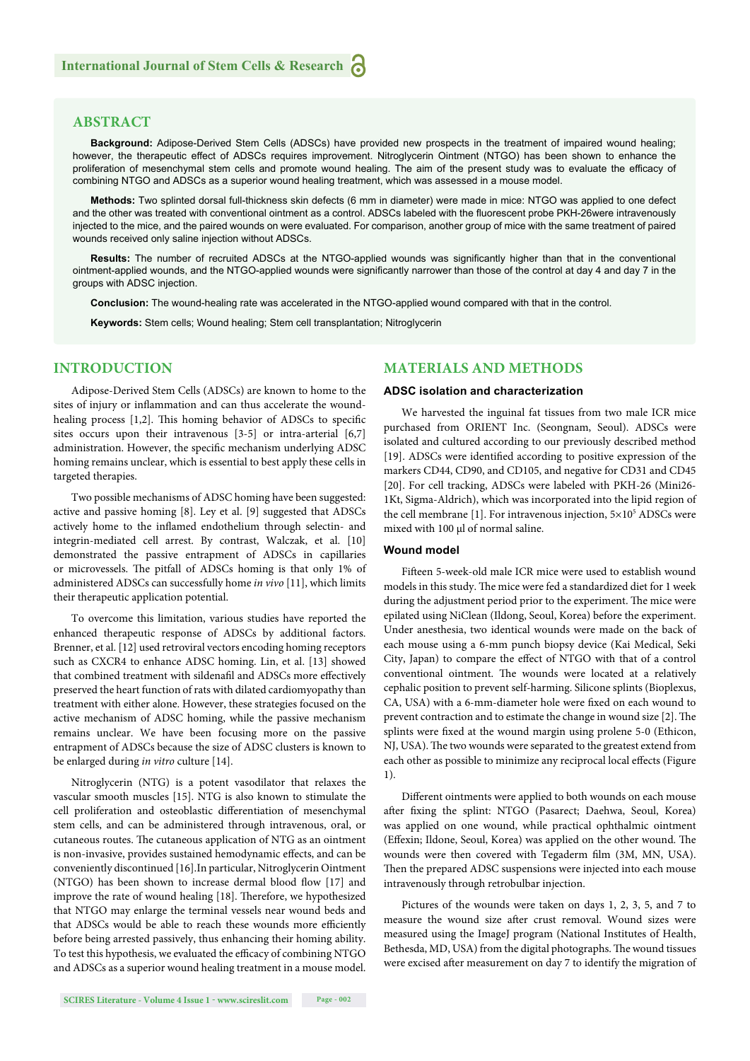## ABSTRACT

**Background:** Adipose-Derived Stem Cells (ADSCs) have provided new prospects in the treatment of impaired wound healing; however, the therapeutic effect of ADSCs requires improvement. Nitroglycerin Ointment (NTGO) has been shown to enhance the proliferation of mesenchymal stem cells and promote wound healing. The aim of the present study was to evaluate the efficacy of combining NTGO and ADSCs as a superior wound healing treatment, which was assessed in a mouse model.

**Methods:** Two splinted dorsal full-thickness skin defects (6 mm in diameter) were made in mice: NTGO was applied to one defect and the other was treated with conventional ointment as a control. ADSCs labeled with the fluorescent probe PKH-26were intravenously injected to the mice, and the paired wounds on were evaluated. For comparison, another group of mice with the same treatment of paired wounds received only saline injection without ADSCs.

**Results:** The number of recruited ADSCs at the NTGO-applied wounds was significantly higher than that in the conventional ointment-applied wounds, and the NTGO-applied wounds were significantly narrower than those of the control at day 4 and day 7 in the groups with ADSC injection.

**Conclusion:** The wound-healing rate was accelerated in the NTGO-applied wound compared with that in the control.

**Keywords:** Stem cells; Wound healing; Stem cell transplantation; Nitroglycerin

## INTRODUCTION

Adipose-Derived Stem Cells (ADSCs) are known to home to the sites of injury or inflammation and can thus accelerate the wound-healing process [1,2]. This homing behavior of ADSCs to specific sites occurs upon their intravenous [3-5] or intra-arterial [6,7] administration. However, the specific mechanism underlying ADSC homing remains unclear, which is essential to best apply these cells in targeted therapies.

Two possible mechanisms of ADSC homing have been suggested: active and passive homing [8]. Ley et al. [9] suggested that ADSCs actively home to the inflamed endothelium through selectin- and integrin-mediated cell arrest. By contrast, Walczak, et al. [10] demonstrated the passive entrapment of ADSCs in capillaries or microvessels. The pitfall of ADSCs homing is that only 1% of administered ADSCs can successfully home *in vivo* [11], which limits their therapeutic application potential.

To overcome this limitation, various studies have reported the enhanced therapeutic response of ADSCs by additional factors. Brenner, et al. [12] used retroviral vectors encoding homing receptors such as CXCR4 to enhance ADSC homing. Lin, et al. [13] showed that combined treatment with sildenafil and ADSCs more effectively preserved the heart function of rats with dilated cardiomyopathy than treatment with either alone. However, these strategies focused on the active mechanism of ADSC homing, while the passive mechanism remains unclear. We have been focusing more on the passive entrapment of ADSCs because the size of ADSC clusters is known to be enlarged during *in vitro* culture [14].

Nitroglycerin (NTG) is a potent vasodilator that relaxes the vascular smooth muscles [15]. NTG is also known to stimulate the cell proliferation and osteoblastic differentiation of mesenchymal stem cells, and can be administered through intravenous, oral, or cutaneous routes. The cutaneous application of NTG as an ointment is non-invasive, provides sustained hemodynamic effects, and can be conveniently discontinued [16].In particular, Nitroglycerin Ointment (NTGO) has been shown to increase dermal blood flow [17] and improve the rate of wound healing [18]. Therefore, we hypothesized that NTGO may enlarge the terminal vessels near wound beds and that ADSCs would be able to reach these wounds more efficiently before being arrested passively, thus enhancing their homing ability. To test this hypothesis, we evaluated the efficacy of combining NTGO and ADSCs as a superior wound healing treatment in a mouse model.

## MATERIALS AND METHODS

### ADSC isolation and characterization

We harvested the inguinal fat tissues from two male ICR mice purchased from ORIENT Inc. (Seongnam, Seoul). ADSCs were isolated and cultured according to our previously described method [19]. ADSCs were identified according to positive expression of the markers CD44, CD90, and CD105, and negative for CD31 and CD45 [20]. For cell tracking, ADSCs were labeled with PKH-26 (Mini26-1Kt, Sigma-Aldrich), which was incorporated into the lipid region of the cell membrane [1]. For intravenous injection, $5 \times 10^5$ ADSCs were mixed with 100 µl of normal saline.

### Wound model

Fifteen 5-week-old male ICR mice were used to establish wound models in this study. The mice were fed a standardized diet for 1 week during the adjustment period prior to the experiment. The mice were epilated using NiClean (Ildong, Seoul, Korea) before the experiment. Under anesthesia, two identical wounds were made on the back of each mouse using a 6-mm punch biopsy device (Kai Medical, Seki City, Japan) to compare the effect of NTGO with that of a control conventional ointment. The wounds were located at a relatively cephalic position to prevent self-harming. Silicone splints (Bioplexus, CA, USA) with a 6-mm-diameter hole were fixed on each wound to prevent contraction and to estimate the change in wound size [2]. The splints were fixed at the wound margin using prolene 5-0 (Ethicon, NJ, USA). The two wounds were separated to the greatest extend from each other as possible to minimize any reciprocal local effects (Figure 1).

Different ointments were applied to both wounds on each mouse after fixing the splint: NTGO (Pasarect; Daehwa, Seoul, Korea) was applied on one wound, while practical ophthalmic ointment (Effexin; Ildone, Seoul, Korea) was applied on the other wound. The wounds were then covered with Tegaderm film (3M, MN, USA). Then the prepared ADSC suspensions were injected into each mouse intravenously through retrobulbar injection.

Pictures of the wounds were taken on days 1, 2, 3, 5, and 7 to measure the wound size after crust removal. Wound sizes were measured using the ImageJ program (National Institutes of Health, Bethesda, MD, USA) from the digital photographs. The wound tissues were excised after measurement on day 7 to identify the migration of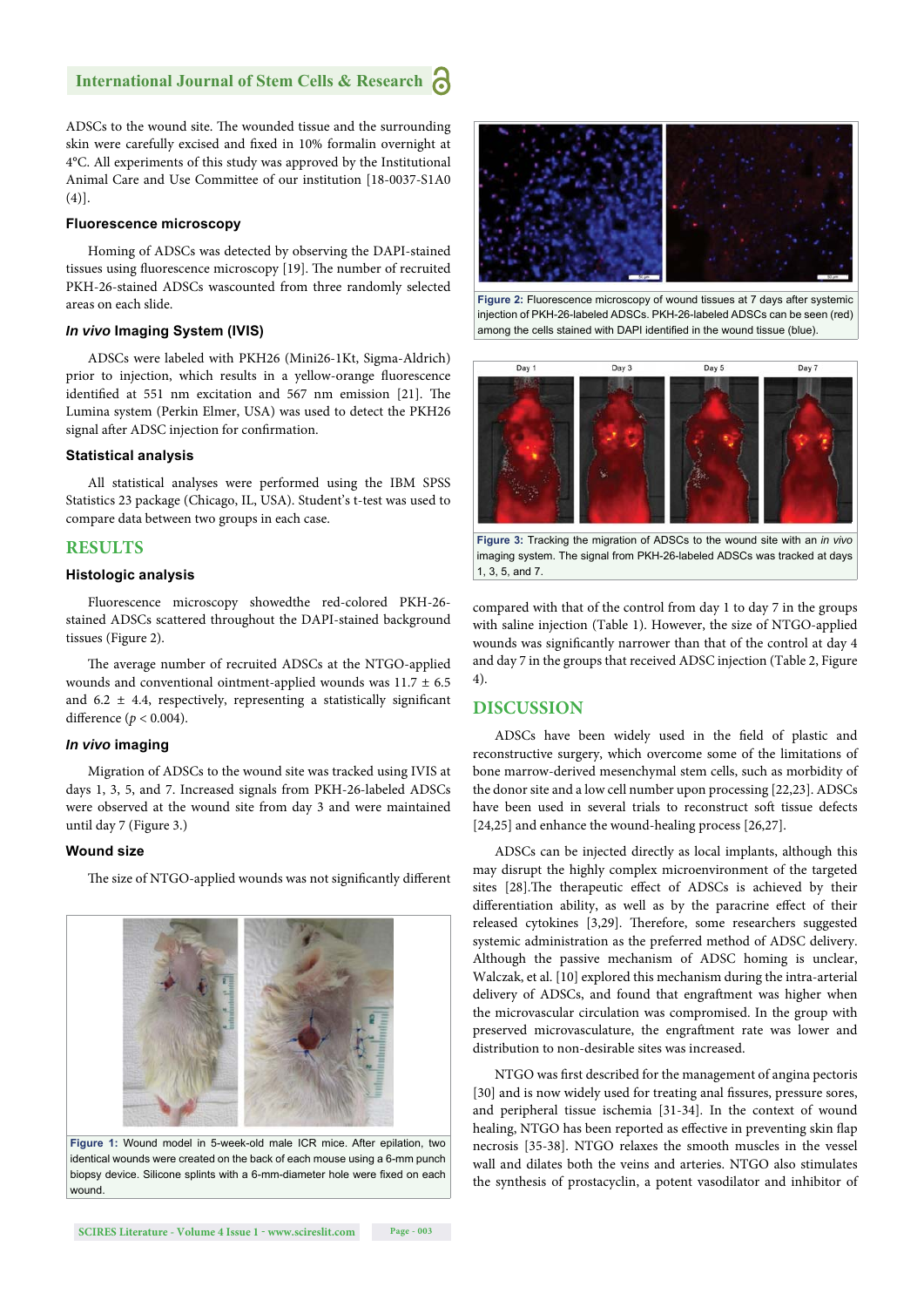ADSCs to the wound site. The wounded tissue and the surrounding skin were carefully excised and fixed in 10% formalin overnight at 4°C. All experiments of this study was approved by the Institutional Animal Care and Use Committee of our institution [18-0037-S1A0 (4)].

### Fluorescence microscopy

Homing of ADSCs was detected by observing the DAPI-stained tissues using fluorescence microscopy [19]. The number of recruited PKH-26-stained ADSCs wascounted from three randomly selected areas on each slide.

### *In vivo* Imaging System (IVIS)

ADSCs were labeled with PKH26 (Mini26-1Kt, Sigma-Aldrich) prior to injection, which results in a yellow-orange fluorescence identified at 551 nm excitation and 567 nm emission [21]. The Lumina system (Perkin Elmer, USA) was used to detect the PKH26 signal after ADSC injection for confirmation.

### Statistical analysis

All statistical analyses were performed using the IBM SPSS Statistics 23 package (Chicago, IL, USA). Student's t-test was used to compare data between two groups in each case.

## RESULTS

### Histologic analysis

Fluorescence microscopy showedthe red-colored PKH-26-stained ADSCs scattered throughout the DAPI-stained background tissues (Figure 2).

The average number of recruited ADSCs at the NTGO-applied wounds and conventional ointment-applied wounds was 11.7 ± 6.5 and 6.2 ± 4.4, respectively, representing a statistically significant difference ($p < 0.004$).

### *In vivo* imaging

Migration of ADSCs to the wound site was tracked using IVIS at days 1, 3, 5, and 7. Increased signals from PKH-26-labeled ADSCs were observed at the wound site from day 3 and were maintained until day 7 (Figure 3.)

### Wound size

The size of NTGO-applied wounds was not significantly different compared with that of the control from day 1 to day 7 in the groups with saline injection (Table 1). However, the size of NTGO-applied wounds was significantly narrower than that of the control at day 4 and day 7 in the groups that received ADSC injection (Table 2, Figure 4).

**Figure 1:** Wound model in 5-week-old male ICR mice. After epilation, two identical wounds were created on the back of each mouse using a 6-mm punch biopsy device. Silicone splints with a 6-mm-diameter hole were fixed on each wound.

**Figure 2:** Fluorescence microscopy of wound tissues at 7 days after systemic injection of PKH-26-labeled ADSCs. PKH-26-labeled ADSCs can be seen (red) among the cells stained with DAPI identified in the wound tissue (blue).

**Figure 3:** Tracking the migration of ADSCs to the wound site with an *in vivo* imaging system. The signal from PKH-26-labeled ADSCs was tracked at days 1, 3, 5, and 7.

## DISCUSSION

ADSCs have been widely used in the field of plastic and reconstructive surgery, which overcome some of the limitations of bone marrow-derived mesenchymal stem cells, such as morbidity of the donor site and a low cell number upon processing [22,23]. ADSCs have been used in several trials to reconstruct soft tissue defects [24,25] and enhance the wound-healing process [26,27].

ADSCs can be injected directly as local implants, although this may disrupt the highly complex microenvironment of the targeted sites [28].The therapeutic effect of ADSCs is achieved by their differentiation ability, as well as by the paracrine effect of their released cytokines [3,29]. Therefore, some researchers suggested systemic administration as the preferred method of ADSC delivery. Although the passive mechanism of ADSC homing is unclear, Walczak, et al. [10] explored this mechanism during the intra-arterial delivery of ADSCs, and found that engraftment was higher when the microvascular circulation was compromised. In the group with preserved microvasculature, the engraftment rate was lower and distribution to non-desirable sites was increased.

NTGO was first described for the management of angina pectoris [30] and is now widely used for treating anal fissures, pressure sores, and peripheral tissue ischemia [31-34]. In the context of wound healing, NTGO has been reported as effective in preventing skin flap necrosis [35-38]. NTGO relaxes the smooth muscles in the vessel wall and dilates both the veins and arteries. NTGO also stimulates the synthesis of prostacyclin, a potent vasodilator and inhibitor of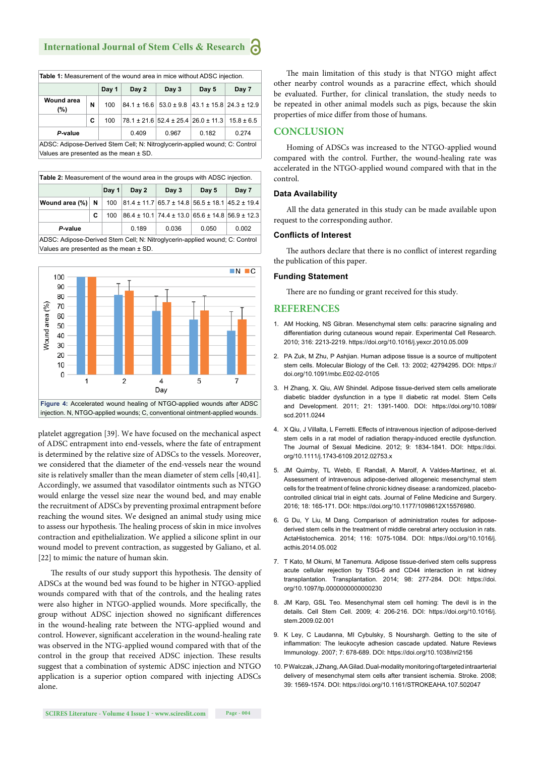**Table 1:** Measurement of the wound area in mice without ADSC injection.

| | | Day 1 | Day 2 | Day 3 | Day 5 | Day 7 |
|---|---|---|---|---|---|---|
| Wound area (%) | N | 100 | 84.1 ± 16.6 | 53.0 ± 9.8 | 43.1 ± 15.8 | 24.3 ± 12.9 |
| | C | 100 | 78.1 ± 21.6 | 52.4 ± 25.4 | 26.0 ± 11.3 | 15.8 ± 6.5 |
| *P*-value | | | 0.409 | 0.967 | 0.182 | 0.274 |

ADSC: Adipose-Derived Stem Cell; N: Nitroglycerin-applied wound; C: Control
Values are presented as the mean ± SD.

**Table 2:** Measurement of the wound area in the groups with ADSC injection.

| | | Day 1 | Day 2 | Day 3 | Day 5 | Day 7 |
|---|---|---|---|---|---|---|
| Wound area (%) | N | 100 | 81.4 ± 11.7 | 65.7 ± 14.8 | 56.5 ± 18.1 | 45.2 ± 19.4 |
| | C | 100 | 86.4 ± 10.1 | 74.4 ± 13.0 | 65.6 ± 14.8 | 56.9 ± 12.3 |
| *P*-value | | | 0.189 | 0.036 | 0.050 | 0.002 |

ADSC: Adipose-Derived Stem Cell; N: Nitroglycerin-applied wound; C: Control
Values are presented as the mean ± SD.

**Figure 4:** Accelerated wound healing of NTGO-applied wounds after ADSC injection. N, NTGO-applied wounds; C, conventional ointment-applied wounds.

platelet aggregation [39]. We have focused on the mechanical aspect of ADSC entrapment into end-vessels, where the fate of entrapment is determined by the relative size of ADSCs to the vessels. Moreover, we considered that the diameter of the end-vessels near the wound site is relatively smaller than the mean diameter of stem cells [40,41]. Accordingly, we assumed that vasodilator ointments such as NTGO would enlarge the vessel size near the wound bed, and may enable the recruitment of ADSCs by preventing proximal entrapment before reaching the wound sites. We designed an animal study using mice to assess our hypothesis. The healing process of skin in mice involves contraction and epithelialization. We applied a silicone splint in our wound model to prevent contraction, as suggested by Galiano, et al. [22] to mimic the nature of human skin.

The results of our study support this hypothesis. The density of ADSCs at the wound bed was found to be higher in NTGO-applied wounds compared with that of the controls, and the healing rates were also higher in NTGO-applied wounds. More specifically, the group without ADSC injection showed no significant differences in the wound-healing rate between the NTG-applied wound and control. However, significant acceleration in the wound-healing rate was observed in the NTG-applied wound compared with that of the control in the group that received ADSC injection. These results suggest that a combination of systemic ADSC injection and NTGO application is a superior option compared with injecting ADSCs alone.

The main limitation of this study is that NTGO might affect other nearby control wounds as a paracrine effect, which should be evaluated. Further, for clinical translation, the study needs to be repeated in other animal models such as pigs, because the skin properties of mice differ from those of humans.

## CONCLUSION

Homing of ADSCs was increased to the NTGO-applied wound compared with the control. Further, the wound-healing rate was accelerated in the NTGO-applied wound compared with that in the control.

### Data Availability

All the data generated in this study can be made available upon request to the corresponding author.

### Conflicts of Interest

The authors declare that there is no conflict of interest regarding the publication of this paper.

### Funding Statement

There are no funding or grant received for this study.

## REFERENCES

1. AM Hocking, NS Gibran. Mesenchymal stem cells: paracrine signaling and differentiation during cutaneous wound repair. Experimental Cell Research. 2010; 316: 2213-2219. https://doi.org/10.1016/j.yexcr.2010.05.009
2. PA Zuk, M Zhu, P Ashjian. Human adipose tissue is a source of multipotent stem cells. Molecular Biology of the Cell. 13: 2002; 42794295. DOI: https://doi.org/10.1091/mbc.E02-02-0105
3. H Zhang, X. Qiu, AW Shindel. Adipose tissue-derived stem cells ameliorate diabetic bladder dysfunction in a type II diabetic rat model. Stem Cells and Development. 2011; 21: 1391-1400. DOI: https://doi.org/10.1089/scd.2011.0244
4. X Qiu, J Villalta, L Ferretti. Effects of intravenous injection of adipose-derived stem cells in a rat model of radiation therapy-induced erectile dysfunction. The Journal of Sexual Medicine. 2012; 9: 1834-1841. DOI: https://doi.org/10.1111/j.1743-6109.2012.02753.x
5. JM Quimby, TL Webb, E Randall, A Marolf, A Valdes-Martinez, et al. Assessment of intravenous adipose-derived allogeneic mesenchymal stem cells for the treatment of feline chronic kidney disease: a randomized, placebo-controlled clinical trial in eight cats. Journal of Feline Medicine and Surgery. 2016; 18: 165-171. DOI: https://doi.org/10.1177/1098612X15576980.
6. G Du, Y Liu, M Dang. Comparison of administration routes for adipose-derived stem cells in the treatment of middle cerebral artery occlusion in rats. ActaHistochemica. 2014; 116: 1075-1084. DOI: https://doi.org/10.1016/j.acthis.2014.05.002
7. T Kato, M Okumi, M Tanemura. Adipose tissue-derived stem cells suppress acute cellular rejection by TSG-6 and CD44 interaction in rat kidney transplantation. Transplantation. 2014; 98: 277-284. DOI: https://doi.org/10.1097/tp.0000000000000230
8. JM Karp, GSL Teo. Mesenchymal stem cell homing: The devil is in the details. Cell Stem Cell. 2009; 4: 206-216. DOI: https://doi.org/10.1016/j.stem.2009.02.001
9. K Ley, C Laudanna, MI Cybulsky, S Nourshargh. Getting to the site of inflammation: The leukocyte adhesion cascade updated. Nature Reviews Immunology. 2007; 7: 678-689. DOI: https://doi.org/10.1038/nri2156
10. P Walczak, J Zhang, AA Gilad. Dual-modality monitoring of targeted intraarterial delivery of mesenchymal stem cells after transient ischemia. Stroke. 2008; 39: 1569-1574. DOI: https://doi.org/10.1161/STROKEAHA.107.502047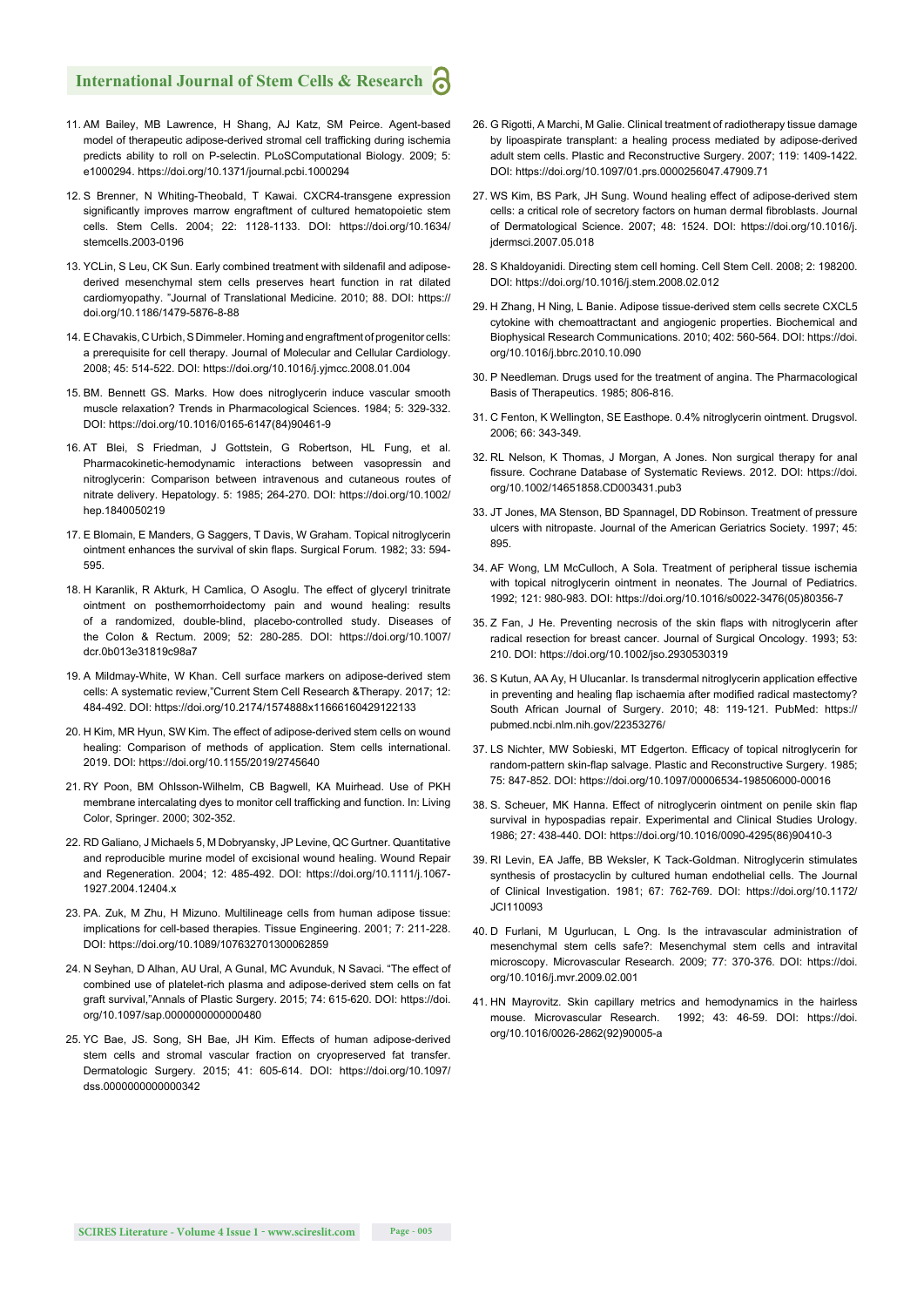11. AM Bailey, MB Lawrence, H Shang, AJ Katz, SM Peirce. Agent-based model of therapeutic adipose-derived stromal cell trafficking during ischemia predicts ability to roll on P-selectin. PLoSComputational Biology. 2009; 5: e1000294. https://doi.org/10.1371/journal.pcbi.1000294

12. S Brenner, N Whiting-Theobald, T Kawai. CXCR4-transgene expression significantly improves marrow engraftment of cultured hematopoietic stem cells. Stem Cells. 2004; 22: 1128-1133. DOI: https://doi.org/10.1634/stemcells.2003-0196

13. YCLin, S Leu, CK Sun. Early combined treatment with sildenafil and adipose-derived mesenchymal stem cells preserves heart function in rat dilated cardiomyopathy. "Journal of Translational Medicine. 2010; 88. DOI: https://doi.org/10.1186/1479-5876-8-88

14. E Chavakis, C Urbich, S Dimmeler. Homing and engraftment of progenitor cells: a prerequisite for cell therapy. Journal of Molecular and Cellular Cardiology. 2008; 45: 514-522. DOI: https://doi.org/10.1016/j.yjmcc.2008.01.004

15. BM. Bennett GS. Marks. How does nitroglycerin induce vascular smooth muscle relaxation? Trends in Pharmacological Sciences. 1984; 5: 329-332. DOI: https://doi.org/10.1016/0165-6147(84)90461-9

16. AT Blei, S Friedman, J Gottstein, G Robertson, HL Fung, et al. Pharmacokinetic-hemodynamic interactions between vasopressin and nitroglycerin: Comparison between intravenous and cutaneous routes of nitrate delivery. Hepatology. 5: 1985; 264-270. DOI: https://doi.org/10.1002/hep.1840050219

17. E Blomain, E Manders, G Saggers, T Davis, W Graham. Topical nitroglycerin ointment enhances the survival of skin flaps. Surgical Forum. 1982; 33: 594-595.

18. H Karanlik, R Akturk, H Camlica, O Asoglu. The effect of glyceryl trinitrate ointment on posthemorrhoidectomy pain and wound healing: results of a randomized, double-blind, placebo-controlled study. Diseases of the Colon & Rectum. 2009; 52: 280-285. DOI: https://doi.org/10.1007/dcr.0b013e31819c98a7

19. A Mildmay-White, W Khan. Cell surface markers on adipose-derived stem cells: A systematic review,"Current Stem Cell Research &Therapy. 2017; 12: 484-492. DOI: https://doi.org/10.2174/1574888x11666160429122133

20. H Kim, MR Hyun, SW Kim. The effect of adipose-derived stem cells on wound healing: Comparison of methods of application. Stem cells international. 2019. DOI: https://doi.org/10.1155/2019/2745640

21. RY Poon, BM Ohlsson-Wilhelm, CB Bagwell, KA Muirhead. Use of PKH membrane intercalating dyes to monitor cell trafficking and function. In: Living Color, Springer. 2000; 302-352.

22. RD Galiano, J Michaels 5, M Dobryansky, JP Levine, QC Gurtner. Quantitative and reproducible murine model of excisional wound healing. Wound Repair and Regeneration. 2004; 12: 485-492. DOI: https://doi.org/10.1111/j.1067-1927.2004.12404.x

23. PA. Zuk, M Zhu, H Mizuno. Multilineage cells from human adipose tissue: implications for cell-based therapies. Tissue Engineering. 2001; 7: 211-228. DOI: https://doi.org/10.1089/107632701300062859

24. N Seyhan, D Alhan, AU Ural, A Gunal, MC Avunduk, N Savaci. "The effect of combined use of platelet-rich plasma and adipose-derived stem cells on fat graft survival,"Annals of Plastic Surgery. 2015; 74: 615-620. DOI: https://doi.org/10.1097/sap.0000000000000480

25. YC Bae, JS. Song, SH Bae, JH Kim. Effects of human adipose-derived stem cells and stromal vascular fraction on cryopreserved fat transfer. Dermatologic Surgery. 2015; 41: 605-614. DOI: https://doi.org/10.1097/dss.0000000000000342

26. G Rigotti, A Marchi, M Galie. Clinical treatment of radiotherapy tissue damage by lipoaspirate transplant: a healing process mediated by adipose-derived adult stem cells. Plastic and Reconstructive Surgery. 2007; 119: 1409-1422. DOI: https://doi.org/10.1097/01.prs.0000256047.47909.71

27. WS Kim, BS Park, JH Sung. Wound healing effect of adipose-derived stem cells: a critical role of secretory factors on human dermal fibroblasts. Journal of Dermatological Science. 2007; 48: 1524. DOI: https://doi.org/10.1016/j.jdermsci.2007.05.018

28. S Khaldoyanidi. Directing stem cell homing. Cell Stem Cell. 2008; 2: 198200. DOI: https://doi.org/10.1016/j.stem.2008.02.012

29. H Zhang, H Ning, L Banie. Adipose tissue-derived stem cells secrete CXCL5 cytokine with chemoattractant and angiogenic properties. Biochemical and Biophysical Research Communications. 2010; 402: 560-564. DOI: https://doi.org/10.1016/j.bbrc.2010.10.090

30. P Needleman. Drugs used for the treatment of angina. The Pharmacological Basis of Therapeutics. 1985; 806-816.

31. C Fenton, K Wellington, SE Easthope. 0.4% nitroglycerin ointment. Drugsvol. 2006; 66: 343-349.

32. RL Nelson, K Thomas, J Morgan, A Jones. Non surgical therapy for anal fissure. Cochrane Database of Systematic Reviews. 2012. DOI: https://doi.org/10.1002/14651858.CD003431.pub3

33. JT Jones, MA Stenson, BD Spannagel, DD Robinson. Treatment of pressure ulcers with nitropaste. Journal of the American Geriatrics Society. 1997; 45: 895.

34. AF Wong, LM McCulloch, A Sola. Treatment of peripheral tissue ischemia with topical nitroglycerin ointment in neonates. The Journal of Pediatrics. 1992; 121: 980-983. DOI: https://doi.org/10.1016/s0022-3476(05)80356-7

35. Z Fan, J He. Preventing necrosis of the skin flaps with nitroglycerin after radical resection for breast cancer. Journal of Surgical Oncology. 1993; 53: 210. DOI: https://doi.org/10.1002/jso.2930530319

36. S Kutun, AA Ay, H Ulucanlar. Is transdermal nitroglycerin application effective in preventing and healing flap ischaemia after modified radical mastectomy? South African Journal of Surgery. 2010; 48: 119-121. PubMed: https://pubmed.ncbi.nlm.nih.gov/22353276/

37. LS Nichter, MW Sobieski, MT Edgerton. Efficacy of topical nitroglycerin for random-pattern skin-flap salvage. Plastic and Reconstructive Surgery. 1985; 75: 847-852. DOI: https://doi.org/10.1097/00006534-198506000-00016

38. S. Scheuer, MK Hanna. Effect of nitroglycerin ointment on penile skin flap survival in hypospadias repair. Experimental and Clinical Studies Urology. 1986; 27: 438-440. DOI: https://doi.org/10.1016/0090-4295(86)90410-3

39. RI Levin, EA Jaffe, BB Weksler, K Tack-Goldman. Nitroglycerin stimulates synthesis of prostacyclin by cultured human endothelial cells. The Journal of Clinical Investigation. 1981; 67: 762-769. DOI: https://doi.org/10.1172/JCI110093

40. D Furlani, M Ugurlucan, L Ong. Is the intravascular administration of mesenchymal stem cells safe?: Mesenchymal stem cells and intravital microscopy. Microvascular Research. 2009; 77: 370-376. DOI: https://doi.org/10.1016/j.mvr.2009.02.001

41. HN Mayrovitz. Skin capillary metrics and hemodynamics in the hairless mouse. Microvascular Research. 1992; 43: 46-59. DOI: https://doi.org/10.1016/0026-2862(92)90005-a